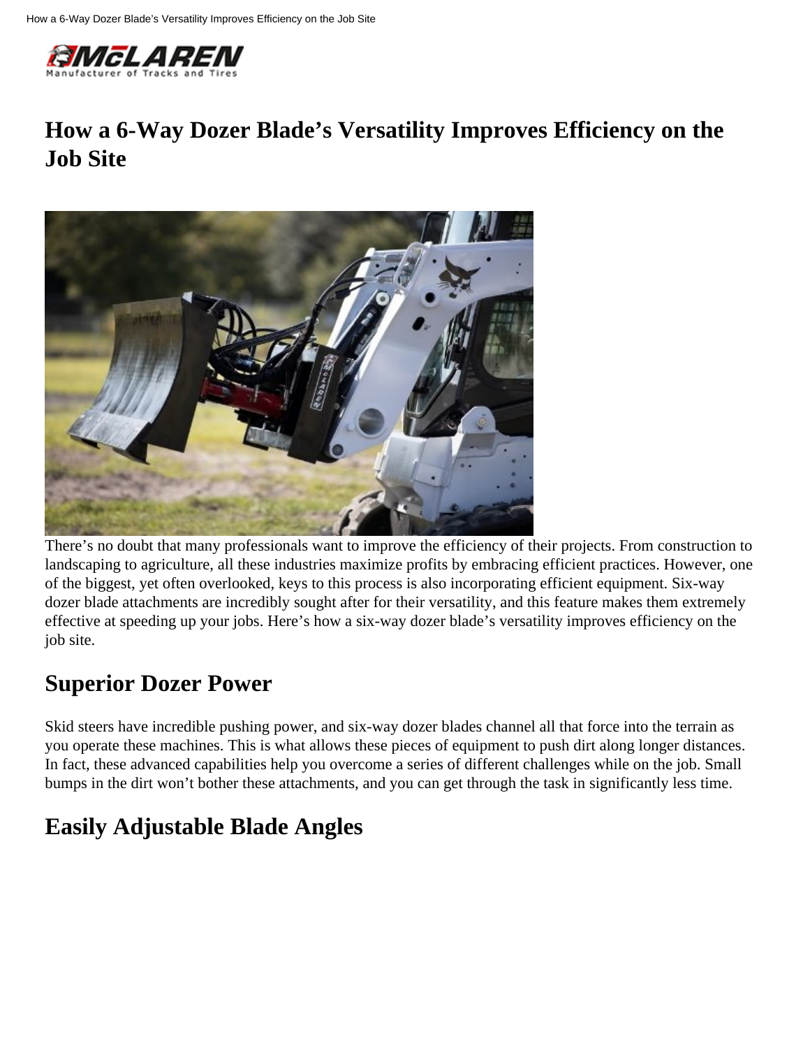# How a 6-Way Dozer Blade's Versatility Improves Efficiency on the Job Site

There's no doubt that many professionals want to improve the efficiency of their projects. From construction to landscaping to agriculture, all these industries maximize profits by embracing efficient practices. However, one of the biggest, yet often overlooked, keys to this process is also incorporating efficient equipment. Six-way dozer blade attachments are incredibly sought after for their versatility, and this feature makes them extremely effective at speeding up your jobs. Here's how a six-way dozer blade's versatility improves efficiency on the job site.

## Superior Dozer Power

Skid steers have incredible pushing power, and six-way dozer blades channel all that force into the terrain as you operate these machines. This is what allows these pieces of equipment to push dirt along longer distances. In fact, these advanced capabilities help you overcome a series of different challenges while on the job. Small bumps in the dirt won't bother these attachments, and you can get through the task in significantly less time.

## Easily Adjustable Blade Angles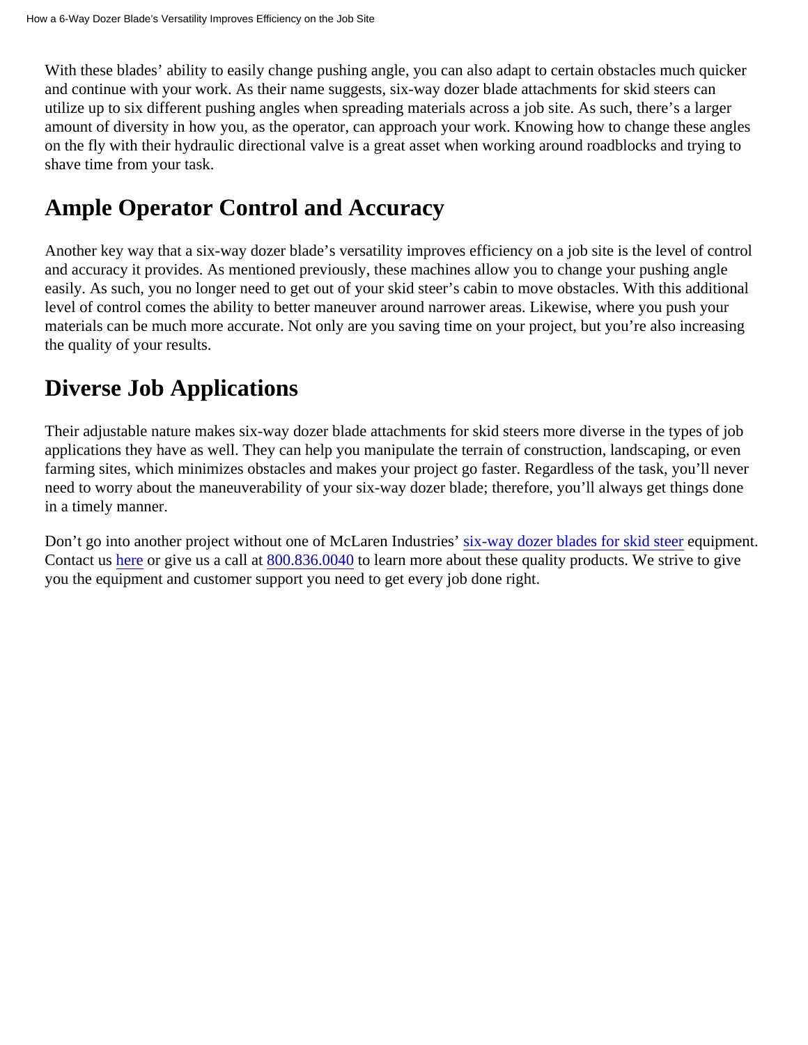With these blades' ability to easily change pushing angle, you can also adapt to certain obstacles much quicker and continue with your work. As their name suggests, six-way dozer blade attachments for skid steers can utilize up to six different pushing angles when spreading materials across a job site. As such, there's a larger amount of diversity in how you, as the operator, can approach your work. Knowing how to change these angles on the fly with their hydraulic directional valve is a great asset when working around roadblocks and trying to shave time from your task.

## Ample Operator Control and Accuracy

Another key way that a six-way dozer blade's versatility improves efficiency on a job site is the level of control and accuracy it provides. As mentioned previously, these machines allow you to change your pushing angle easily. As such, you no longer need to get out of your skid steer's cabin to move obstacles. With this additional level of control comes the ability to better maneuver around narrower areas. Likewise, where you push your materials can be much more accurate. Not only are you saving time on your project, but you're also increasing the quality of your results.

## Diverse Job Applications

Their adjustable nature makes six-way dozer blade attachments for skid steers more diverse in the types of job applications they have as well. They can help you manipulate the terrain of construction, landscaping, or even farming sites, which minimizes obstacles and makes your project go faster. Regardless of the task, you'll never need to worry about the maneuverability of your six-way dozer blade; therefore, you'll always get things done in a timely manner.

Don't go into another project without one of McLaren Industries' six-way dozer blades for skid steer equipment. Contact us here or give us a call at 800.836.0040 to learn more about these quality products. We strive to give you the equipment and customer support you need to get every job done right.